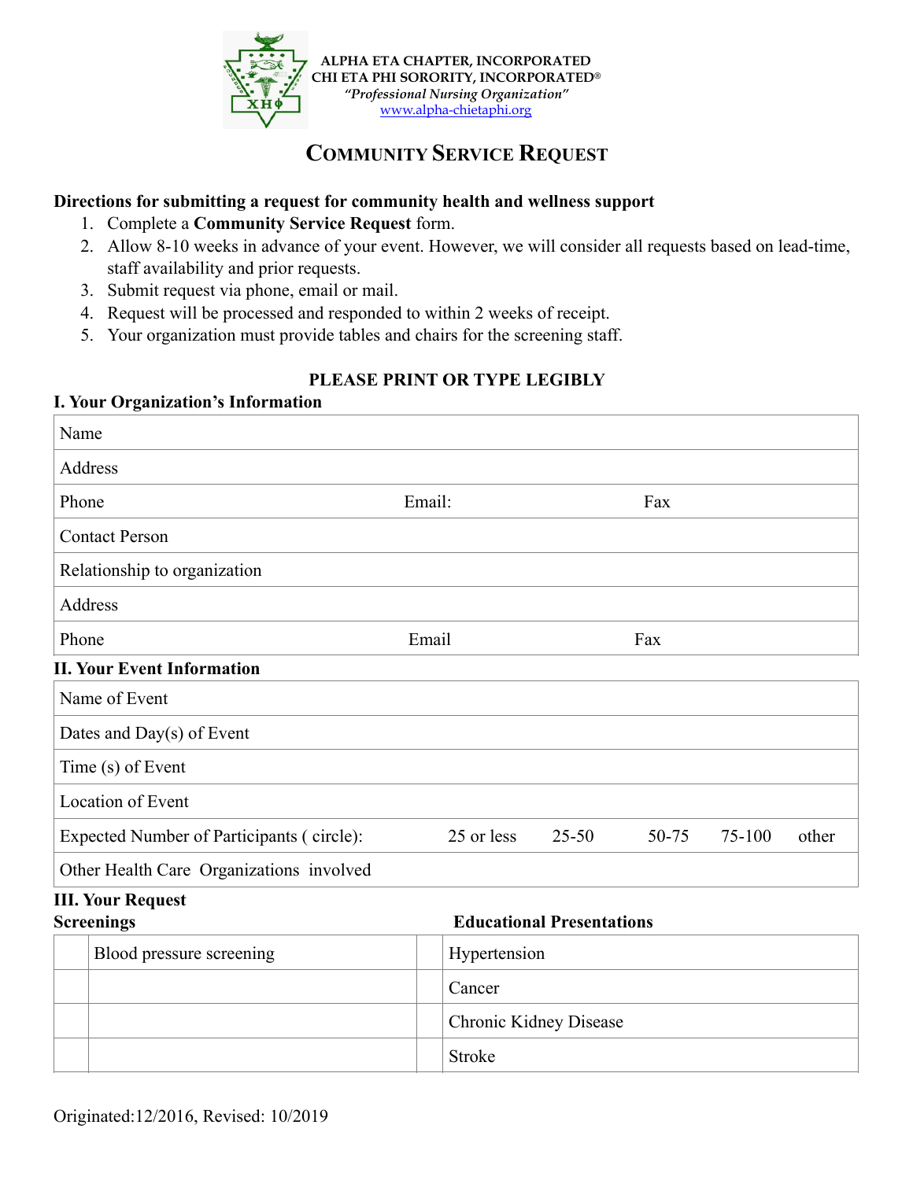ALPHA ETA CHAPTER, INCORPORATED
CHI ETA PHI SORORITY, INCORPORATED®
*"Professional Nursing Organization"*
www.alpha-chietaphi.org

# COMMUNITY SERVICE REQUEST

**Directions for submitting a request for community health and wellness support**

1. Complete a **Community Service Request** form.
2. Allow 8-10 weeks in advance of your event. However, we will consider all requests based on lead-time, staff availability and prior requests.
3. Submit request via phone, email or mail.
4. Request will be processed and responded to within 2 weeks of receipt.
5. Your organization must provide tables and chairs for the screening staff.

**PLEASE PRINT OR TYPE LEGIBLY**

## I. Your Organization's Information

| Name | | |
|---|---|---|
| Address | | |
| Phone | Email: | Fax |
| Contact Person | | |
| Relationship to organization | | |
| Address | | |
| Phone | Email | Fax |

## II. Your Event Information

| Name of Event |
|---|
| Dates and Day(s) of Event |
| Time (s) of Event |
| Location of Event |
| Expected Number of Participants ( circle): 25 or less 25-50 50-75 75-100 other |
| Other Health Care Organizations involved |

## III. Your Request

| | Screenings | | Educational Presentations |
|---|---|---|---|
| | Blood pressure screening | | Hypertension |
| | | | Cancer |
| | | | Chronic Kidney Disease |
| | | | Stroke |

Originated:12/2016, Revised: 10/2019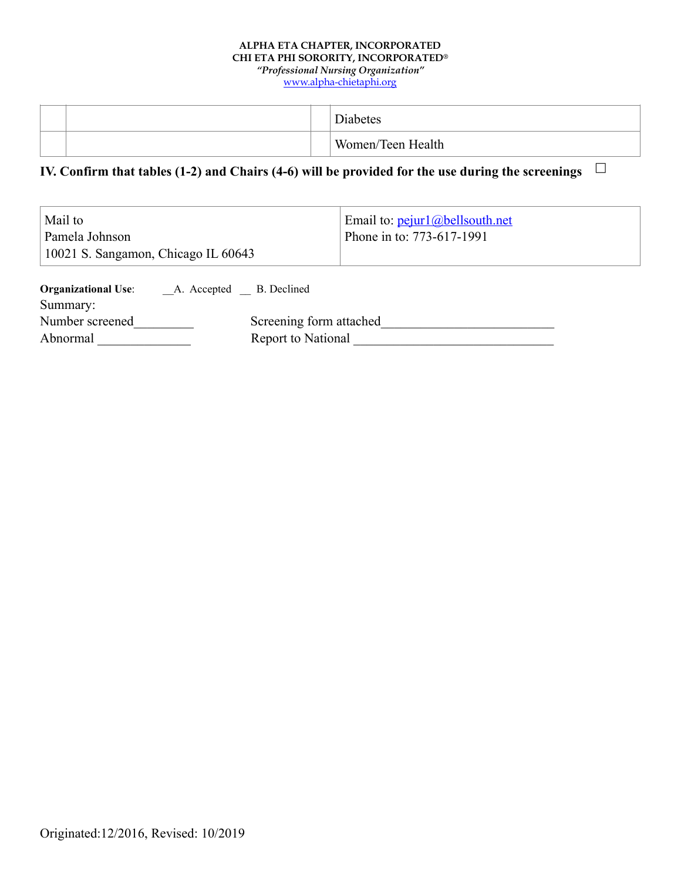**ALPHA ETA CHAPTER, INCORPORATED**
**CHI ETA PHI SORORITY, INCORPORATED®**
***"Professional Nursing Organization"***
www.alpha-chietaphi.org

| | | | |
|---|---|---|---|
| | | | Diabetes |
| | | | Women/Teen Health |

**IV. Confirm that tables (1-2) and Chairs (4-6) will be provided for the use during the screenings** ☐

| | |
|---|---|
| Mail to<br>Pamela Johnson<br>10021 S. Sangamon, Chicago IL 60643 | Email to: pejur1@bellsouth.net<br>Phone in to: 773-617-1991 |

**Organizational Use**: __A. Accepted __ B. Declined

Summary:

Number screened_________ Screening form attached__________________________

Abnormal ______________ Report to National ______________________________

Originated:12/2016, Revised: 10/2019